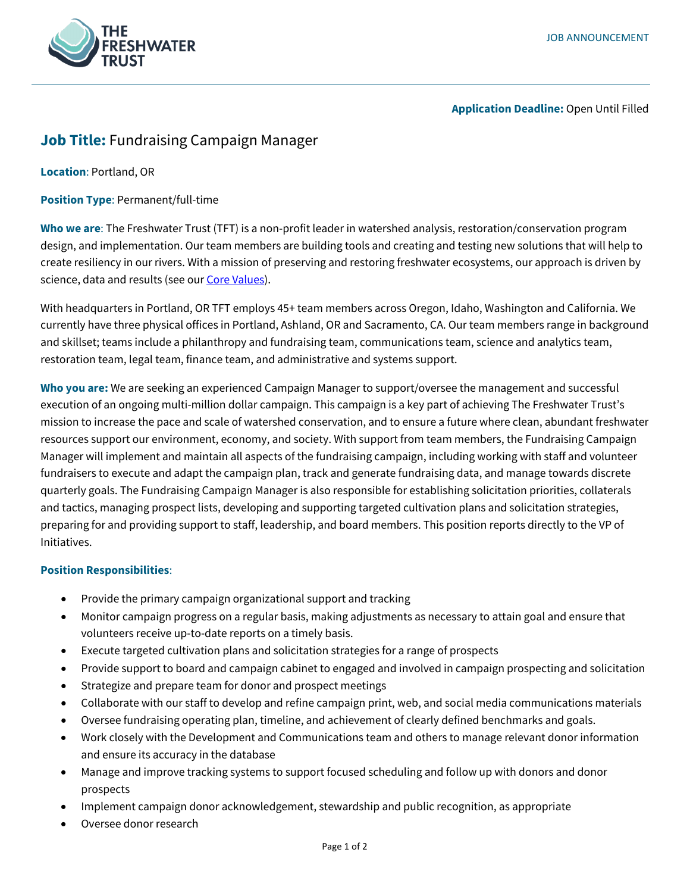JOB ANNOUNCEMENT

**Application Deadline:** Open Until Filled

## **Job Title:** Fundraising Campaign Manager

**Location**: Portland, OR

**Position Type**: Permanent/full-time

**Who we are**: The Freshwater Trust (TFT) is a non-profit leader in watershed analysis, restoration/conservation program design, and implementation. Our team members are building tools and creating and testing new solutions that will help to create resiliency in our rivers. With a mission of preserving and restoring freshwater ecosystems, our approach is driven by science, data and results (see our Core Values).

With headquarters in Portland, OR TFT employs 45+ team members across Oregon, Idaho, Washington and California. We currently have three physical offices in Portland, Ashland, OR and Sacramento, CA. Our team members range in background and skillset; teams include a philanthropy and fundraising team, communications team, science and analytics team, restoration team, legal team, finance team, and administrative and systems support.

**Who you are:** We are seeking an experienced Campaign Manager to support/oversee the management and successful execution of an ongoing multi-million dollar campaign. This campaign is a key part of achieving The Freshwater Trust's mission to increase the pace and scale of watershed conservation, and to ensure a future where clean, abundant freshwater resources support our environment, economy, and society. With support from team members, the Fundraising Campaign Manager will implement and maintain all aspects of the fundraising campaign, including working with staff and volunteer fundraisers to execute and adapt the campaign plan, track and generate fundraising data, and manage towards discrete quarterly goals. The Fundraising Campaign Manager is also responsible for establishing solicitation priorities, collaterals and tactics, managing prospect lists, developing and supporting targeted cultivation plans and solicitation strategies, preparing for and providing support to staff, leadership, and board members. This position reports directly to the VP of Initiatives.

**Position Responsibilities**:

- Provide the primary campaign organizational support and tracking
- Monitor campaign progress on a regular basis, making adjustments as necessary to attain goal and ensure that volunteers receive up-to-date reports on a timely basis.
- Execute targeted cultivation plans and solicitation strategies for a range of prospects
- Provide support to board and campaign cabinet to engaged and involved in campaign prospecting and solicitation
- Strategize and prepare team for donor and prospect meetings
- Collaborate with our staff to develop and refine campaign print, web, and social media communications materials
- Oversee fundraising operating plan, timeline, and achievement of clearly defined benchmarks and goals.
- Work closely with the Development and Communications team and others to manage relevant donor information and ensure its accuracy in the database
- Manage and improve tracking systems to support focused scheduling and follow up with donors and donor prospects
- Implement campaign donor acknowledgement, stewardship and public recognition, as appropriate
- Oversee donor research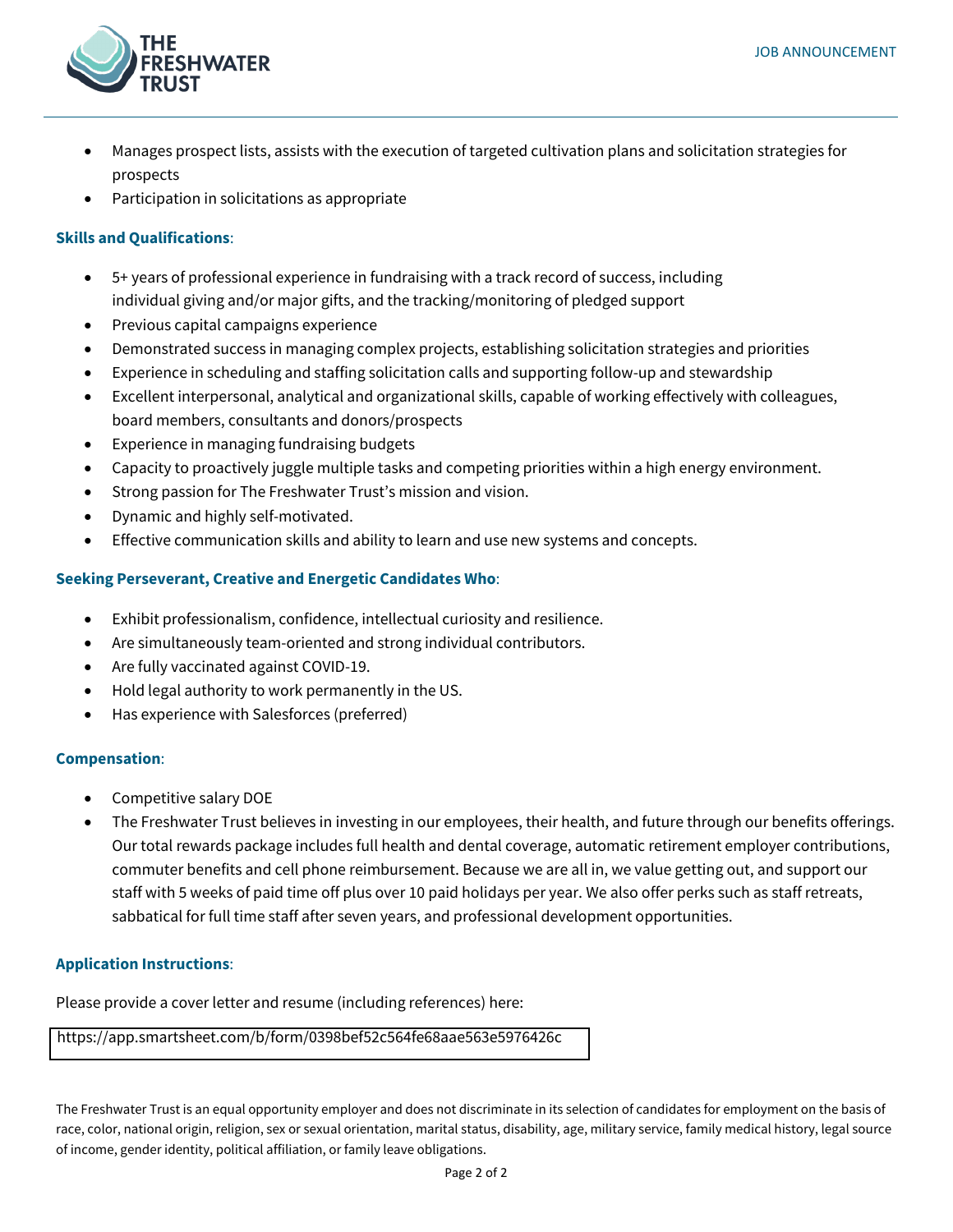- Manages prospect lists, assists with the execution of targeted cultivation plans and solicitation strategies for prospects
- Participation in solicitations as appropriate

**Skills and Qualifications**:

- 5+ years of professional experience in fundraising with a track record of success, including individual giving and/or major gifts, and the tracking/monitoring of pledged support
- Previous capital campaigns experience
- Demonstrated success in managing complex projects, establishing solicitation strategies and priorities
- Experience in scheduling and staffing solicitation calls and supporting follow-up and stewardship
- Excellent interpersonal, analytical and organizational skills, capable of working effectively with colleagues, board members, consultants and donors/prospects
- Experience in managing fundraising budgets
- Capacity to proactively juggle multiple tasks and competing priorities within a high energy environment.
- Strong passion for The Freshwater Trust's mission and vision.
- Dynamic and highly self-motivated.
- Effective communication skills and ability to learn and use new systems and concepts.

**Seeking Perseverant, Creative and Energetic Candidates Who**:

- Exhibit professionalism, confidence, intellectual curiosity and resilience.
- Are simultaneously team-oriented and strong individual contributors.
- Are fully vaccinated against COVID-19.
- Hold legal authority to work permanently in the US.
- Has experience with Salesforces (preferred)

**Compensation**:

- Competitive salary DOE
- The Freshwater Trust believes in investing in our employees, their health, and future through our benefits offerings. Our total rewards package includes full health and dental coverage, automatic retirement employer contributions, commuter benefits and cell phone reimbursement. Because we are all in, we value getting out, and support our staff with 5 weeks of paid time off plus over 10 paid holidays per year. We also offer perks such as staff retreats, sabbatical for full time staff after seven years, and professional development opportunities.

**Application Instructions**:

Please provide a cover letter and resume (including references) here:

https://app.smartsheet.com/b/form/0398bef52c564fe68aae563e5976426c

The Freshwater Trust is an equal opportunity employer and does not discriminate in its selection of candidates for employment on the basis of race, color, national origin, religion, sex or sexual orientation, marital status, disability, age, military service, family medical history, legal source of income, gender identity, political affiliation, or family leave obligations.